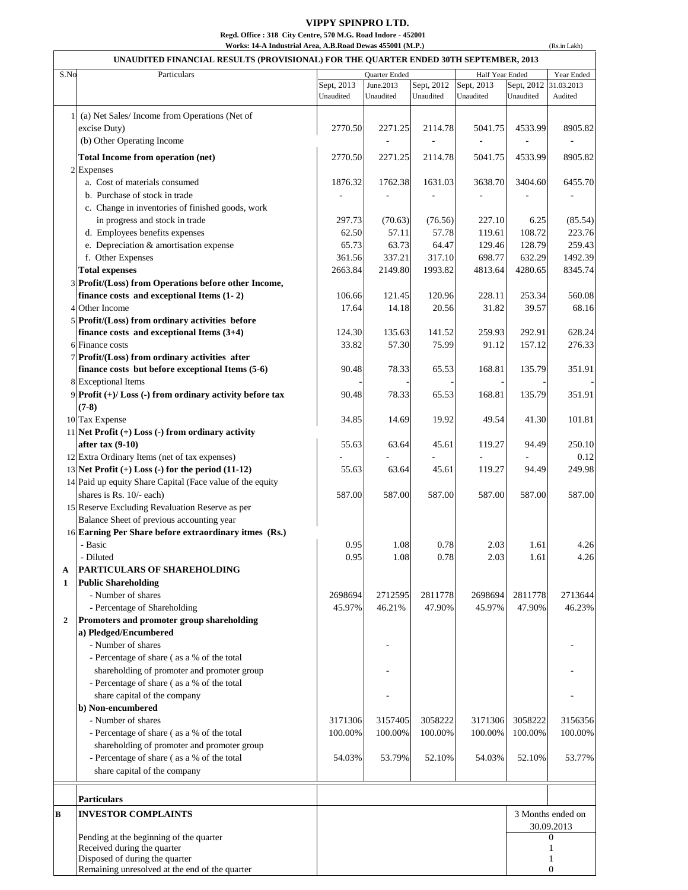# VIPPY SPINPRO LTD.

**Regd. Office : 318 City Centre, 570 M.G. Road Indore - 452001**

**Works: 14-A Industrial Area, A.B.Road Dewas 455001 (M.P.)**

(Rs.in Lakh)

## UNAUDITED FINANCIAL RESULTS (PROVISIONAL) FOR THE QUARTER ENDED 30TH SEPTEMBER, 2013

| S.No | Particulars | Quarter Ended | | | Half Year Ended | | Year Ended |
|---|---|---|---|---|---|---|---|
| | | Sept, 2013 Unaudited | June.2013 Unaudited | Sept, 2012 Unaudited | Sept, 2013 Unaudited | Sept, 2012 Unaudited | 31.03.2013 Audited |
| 1 | (a) Net Sales/ Income from Operations (Net of excise Duty) | 2770.50 | 2271.25 | 2114.78 | 5041.75 | 4533.99 | 8905.82 |
| | (b) Other Operating Income | | - | - | - | - | - |
| | **Total Income from operation (net)** | 2770.50 | 2271.25 | 2114.78 | 5041.75 | 4533.99 | 8905.82 |
| 2 | Expenses | | | | | | |
| | a. Cost of materials consumed | 1876.32 | 1762.38 | 1631.03 | 3638.70 | 3404.60 | 6455.70 |
| | b. Purchase of stock in trade | - | - | - | - | - | - |
| | c. Change in inventories of finished goods, work in progress and stock in trade | 297.73 | (70.63) | (76.56) | 227.10 | 6.25 | (85.54) |
| | d. Employees benefits expenses | 62.50 | 57.11 | 57.78 | 119.61 | 108.72 | 223.76 |
| | e. Depreciation & amortisation expense | 65.73 | 63.73 | 64.47 | 129.46 | 128.79 | 259.43 |
| | f. Other Expenses | 361.56 | 337.21 | 317.10 | 698.77 | 632.29 | 1492.39 |
| | **Total expenses** | 2663.84 | 2149.80 | 1993.82 | 4813.64 | 4280.65 | 8345.74 |
| 3 | **Profit/(Loss) from Operations before other Income, finance costs and exceptional Items (1- 2)** | 106.66 | 121.45 | 120.96 | 228.11 | 253.34 | 560.08 |
| 4 | Other Income | 17.64 | 14.18 | 20.56 | 31.82 | 39.57 | 68.16 |
| 5 | **Profit/(Loss) from ordinary activities before finance costs and exceptional Items (3+4)** | 124.30 | 135.63 | 141.52 | 259.93 | 292.91 | 628.24 |
| 6 | Finance costs | 33.82 | 57.30 | 75.99 | 91.12 | 157.12 | 276.33 |
| 7 | **Profit/(Loss) from ordinary activities after finance costs but before exceptional Items (5-6)** | 90.48 | 78.33 | 65.53 | 168.81 | 135.79 | 351.91 |
| 8 | Exceptional Items | - | - | - | - | - | - |
| 9 | **Profit (+)/ Loss (-) from ordinary activity before tax (7-8)** | 90.48 | 78.33 | 65.53 | 168.81 | 135.79 | 351.91 |
| 10 | Tax Expense | 34.85 | 14.69 | 19.92 | 49.54 | 41.30 | 101.81 |
| 11 | **Net Profit (+) Loss (-) from ordinary activity after tax (9-10)** | 55.63 | 63.64 | 45.61 | 119.27 | 94.49 | 250.10 |
| 12 | Extra Ordinary Items (net of tax expenses) | - | - | - | - | - | 0.12 |
| 13 | **Net Profit (+) Loss (-) for the period (11-12)** | 55.63 | 63.64 | 45.61 | 119.27 | 94.49 | 249.98 |
| 14 | Paid up equity Share Capital (Face value of the equity shares is Rs. 10/- each) | 587.00 | 587.00 | 587.00 | 587.00 | 587.00 | 587.00 |
| 15 | Reserve Excluding Revaluation Reserve as per Balance Sheet of previous accounting year | | | | | | |
| 16 | **Earning Per Share before extraordinary itmes (Rs.)** | | | | | | |
| | - Basic | 0.95 | 1.08 | 0.78 | 2.03 | 1.61 | 4.26 |
| | - Diluted | 0.95 | 1.08 | 0.78 | 2.03 | 1.61 | 4.26 |
| **A** | **PARTICULARS OF SHAREHOLDING** | | | | | | |
| **1** | **Public Shareholding** | | | | | | |
| | - Number of shares | 2698694 | 2712595 | 2811778 | 2698694 | 2811778 | 2713644 |
| | - Percentage of Shareholding | 45.97% | 46.21% | 47.90% | 45.97% | 47.90% | 46.23% |
| **2** | **Promoters and promoter group shareholding** | | | | | | |
| | **a) Pledged/Encumbered** | | | | | | |
| | - Number of shares | | - | | | | - |
| | - Percentage of share ( as a % of the total shareholding of promoter and promoter group | | - | | | | - |
| | - Percentage of share ( as a % of the total share capital of the company | | - | | | | - |
| | **b) Non-encumbered** | | | | | | |
| | - Number of shares | 3171306 | 3157405 | 3058222 | 3171306 | 3058222 | 3156356 |
| | - Percentage of share ( as a % of the total shareholding of promoter and promoter group | 100.00% | 100.00% | 100.00% | 100.00% | 100.00% | 100.00% |
| | - Percentage of share ( as a % of the total share capital of the company | 54.03% | 53.79% | 52.10% | 54.03% | 52.10% | 53.77% |

| | Particulars | 3 Months ended on 30.09.2013 |
|---|---|---|
| **B** | **INVESTOR COMPLAINTS** | |
| | Pending at the beginning of the quarter | 0 |
| | Received during the quarter | 1 |
| | Disposed of during the quarter | 1 |
| | Remaining unresolved at the end of the quarter | 0 |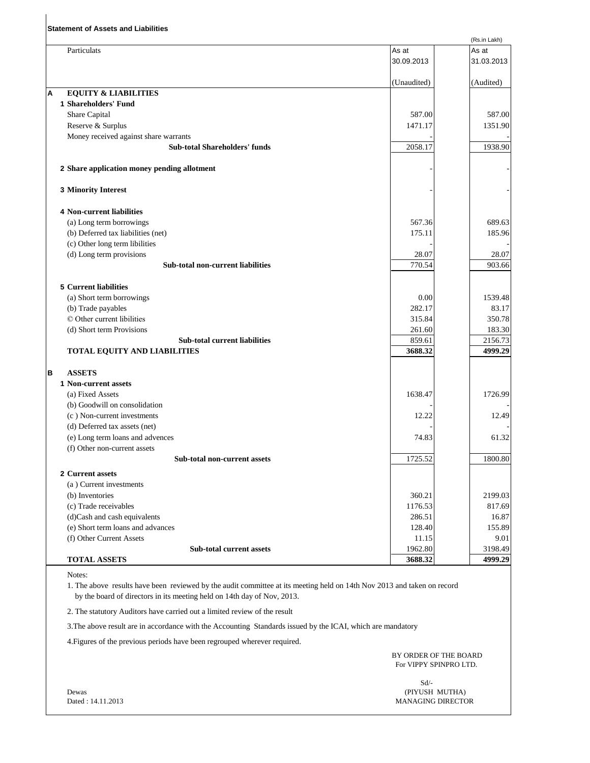**Statement of Assets and Liabilities**

(Rs.in Lakh)

| | Particulats | As at 30.09.2013 (Unaudited) | As at 31.03.2013 (Audited) |
|---|---|---|---|
| **A** | **EQUITY & LIABILITIES** | | |
| | **1 Shareholders' Fund** | | |
| | Share Capital | 587.00 | 587.00 |
| | Reserve & Surplus | 1471.17 | 1351.90 |
| | Money received against share warrants | - | - |
| | **Sub-total Shareholders' funds** | 2058.17 | 1938.90 |
| | **2 Share application money pending allotment** | - | - |
| | **3 Minority Interest** | - | - |
| | **4 Non-current liabilities** | | |
| | (a) Long term borrowings | 567.36 | 689.63 |
| | (b) Deferred tax liabilities (net) | 175.11 | 185.96 |
| | (c) Other long term libilities | - | - |
| | (d) Long term provisions | 28.07 | 28.07 |
| | **Sub-total non-current liabilities** | 770.54 | 903.66 |
| | **5 Current liabilities** | | |
| | (a) Short term borrowings | 0.00 | 1539.48 |
| | (b) Trade payables | 282.17 | 83.17 |
| | © Other current libilities | 315.84 | 350.78 |
| | (d) Short term Provisions | 261.60 | 183.30 |
| | **Sub-total current liabilities** | 859.61 | 2156.73 |
| | **TOTAL EQUITY AND LIABILITIES** | **3688.32** | **4999.29** |
| **B** | **ASSETS** | | |
| | **1 Non-current assets** | | |
| | (a) Fixed Assets | 1638.47 | 1726.99 |
| | (b) Goodwill on consolidation | - | - |
| | (c ) Non-current investments | 12.22 | 12.49 |
| | (d) Deferred tax assets (net) | - | - |
| | (e) Long term loans and advences | 74.83 | 61.32 |
| | (f) Other non-current assets | | |
| | **Sub-total non-current assets** | 1725.52 | 1800.80 |
| | **2 Current assets** | | |
| | (a ) Current investments | | |
| | (b) Inventories | 360.21 | 2199.03 |
| | (c) Trade receivables | 1176.53 | 817.69 |
| | (d)Cash and cash equivalents | 286.51 | 16.87 |
| | (e) Short term loans and advances | 128.40 | 155.89 |
| | (f) Other Current Assets | 11.15 | 9.01 |
| | **Sub-total current assets** | 1962.80 | 3198.49 |
| | **TOTAL ASSETS** | **3688.32** | **4999.29** |

Notes:

1. The above results have been reviewed by the audit committee at its meeting held on 14th Nov 2013 and taken on record by the board of directors in its meeting held on 14th day of Nov, 2013.

2. The statutory Auditors have carried out a limited review of the result

3.The above result are in accordance with the Accounting Standards issued by the ICAI, which are mandatory

4.Figures of the previous periods have been regrouped wherever required.

BY ORDER OF THE BOARD
For VIPPY SPINPRO LTD.

Sd/-
(PIYUSH MUTHA)
MANAGING DIRECTOR

Dewas
Dated : 14.11.2013